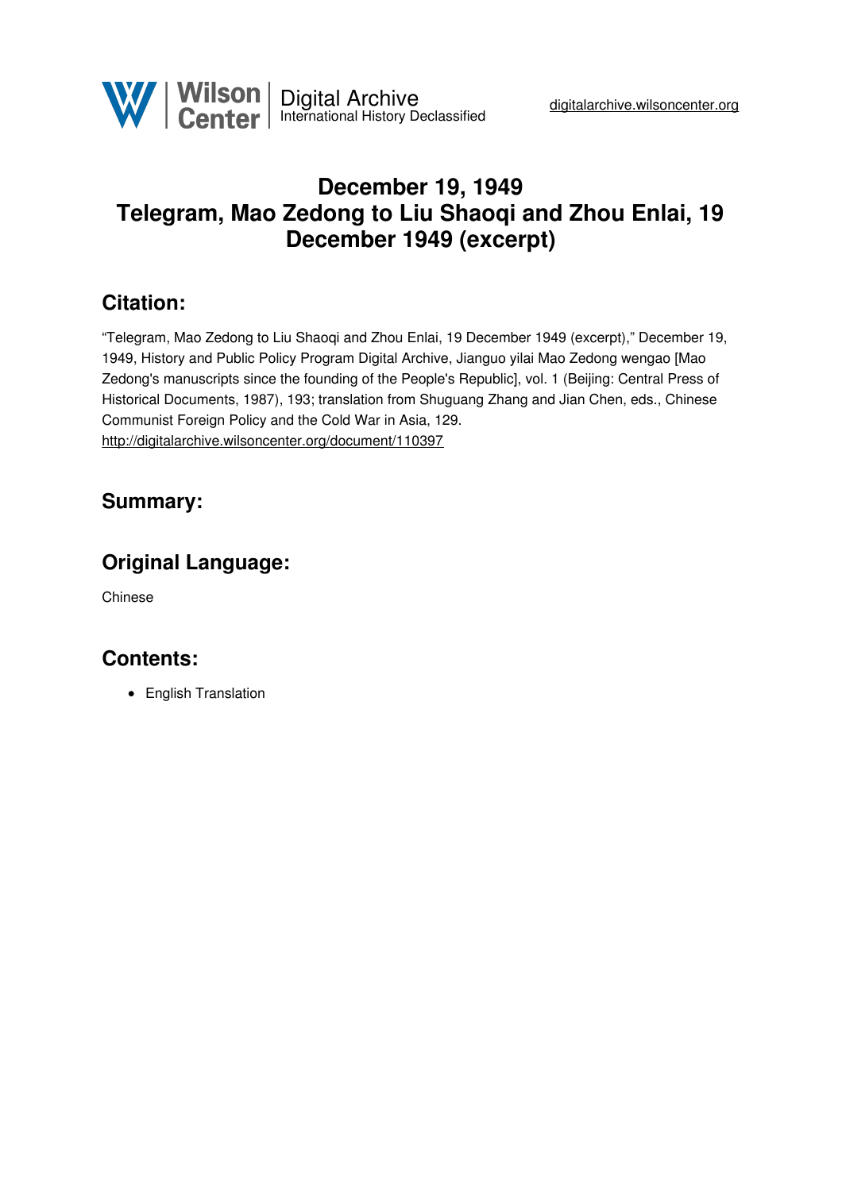# December 19, 1949
# Telegram, Mao Zedong to Liu Shaoqi and Zhou Enlai, 19 December 1949 (excerpt)

## Citation:

"Telegram, Mao Zedong to Liu Shaoqi and Zhou Enlai, 19 December 1949 (excerpt)," December 19, 1949, History and Public Policy Program Digital Archive, Jianguo yilai Mao Zedong wengao [Mao Zedong's manuscripts since the founding of the People's Republic], vol. 1 (Beijing: Central Press of Historical Documents, 1987), 193; translation from Shuguang Zhang and Jian Chen, eds., Chinese Communist Foreign Policy and the Cold War in Asia, 129.
http://digitalarchive.wilsoncenter.org/document/110397

## Summary:

## Original Language:

Chinese

## Contents:

- English Translation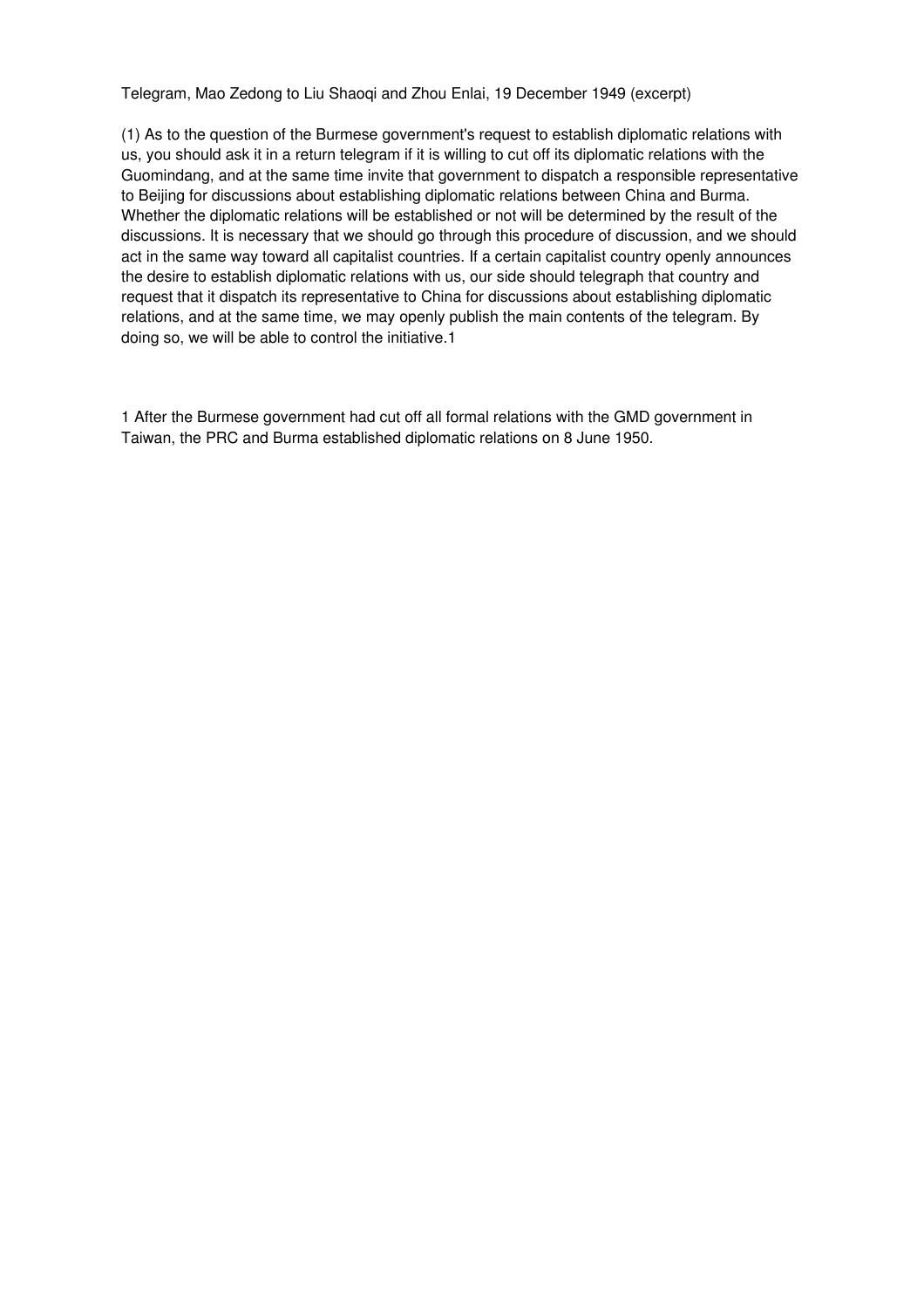Telegram, Mao Zedong to Liu Shaoqi and Zhou Enlai, 19 December 1949 (excerpt)

(1) As to the question of the Burmese government's request to establish diplomatic relations with us, you should ask it in a return telegram if it is willing to cut off its diplomatic relations with the Guomindang, and at the same time invite that government to dispatch a responsible representative to Beijing for discussions about establishing diplomatic relations between China and Burma. Whether the diplomatic relations will be established or not will be determined by the result of the discussions. It is necessary that we should go through this procedure of discussion, and we should act in the same way toward all capitalist countries. If a certain capitalist country openly announces the desire to establish diplomatic relations with us, our side should telegraph that country and request that it dispatch its representative to China for discussions about establishing diplomatic relations, and at the same time, we may openly publish the main contents of the telegram. By doing so, we will be able to control the initiative.[1]

1 After the Burmese government had cut off all formal relations with the GMD government in Taiwan, the PRC and Burma established diplomatic relations on 8 June 1950.